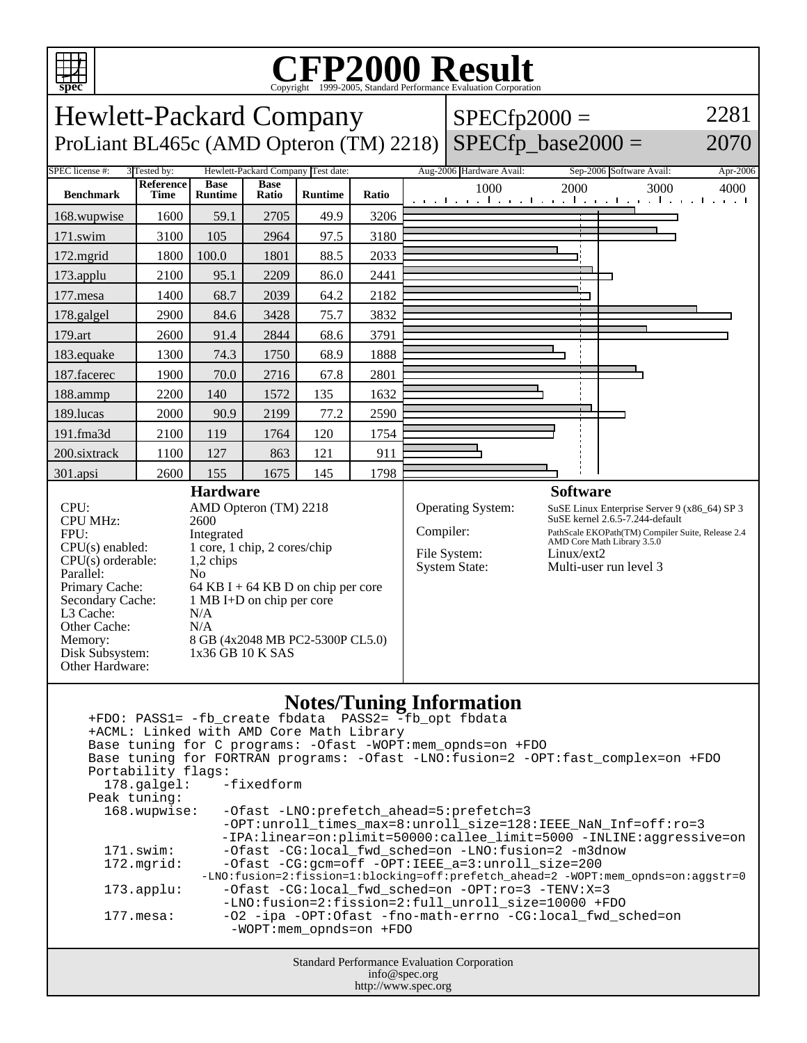# CFP2000 Result

Copyright 1999-2005, Standard Performance Evaluation Corporation

## Hewlett-Packard Company

ProLiant BL465c (AMD Opteron (TM) 2218)

SPECfp2000 = 2281

SPECfp_base2000 = 2070

| SPEC license #: | 3 | Tested by: | Hewlett-Packard Company | Test date: | Aug-2006 | Hardware Avail: | Sep-2006 | Software Avail: | Apr-2006 |
|---|---|---|---|---|---|---|---|---|---|

| Benchmark | Reference Time | Base Runtime | Base Ratio | Runtime | Ratio |
|---|---|---|---|---|---|
| 168.wupwise | 1600 | 59.1 | 2705 | 49.9 | 3206 |
| 171.swim | 3100 | 105 | 2964 | 97.5 | 3180 |
| 172.mgrid | 1800 | 100.0 | 1801 | 88.5 | 2033 |
| 173.applu | 2100 | 95.1 | 2209 | 86.0 | 2441 |
| 177.mesa | 1400 | 68.7 | 2039 | 64.2 | 2182 |
| 178.galgel | 2900 | 84.6 | 3428 | 75.7 | 3832 |
| 179.art | 2600 | 91.4 | 2844 | 68.6 | 3791 |
| 183.equake | 1300 | 74.3 | 1750 | 68.9 | 1888 |
| 187.facerec | 1900 | 70.0 | 2716 | 67.8 | 2801 |
| 188.ammp | 2200 | 140 | 1572 | 135 | 1632 |
| 189.lucas | 2000 | 90.9 | 2199 | 77.2 | 2590 |
| 191.fma3d | 2100 | 119 | 1764 | 120 | 1754 |
| 200.sixtrack | 1100 | 127 | 863 | 121 | 911 |
| 301.apsi | 2600 | 155 | 1675 | 145 | 1798 |

### Hardware

| | |
|---|---|
| CPU: | AMD Opteron (TM) 2218 |
| CPU MHz: | 2600 |
| FPU: | Integrated |
| CPU(s) enabled: | 1 core, 1 chip, 2 cores/chip |
| CPU(s) orderable: | 1,2 chips |
| Parallel: | No |
| Primary Cache: | 64 KB I + 64 KB D on chip per core |
| Secondary Cache: | 1 MB I+D on chip per core |
| L3 Cache: | N/A |
| Other Cache: | N/A |
| Memory: | 8 GB (4x2048 MB PC2-5300P CL5.0) |
| Disk Subsystem: | 1x36 GB 10 K SAS |
| Other Hardware: | |

### Software

| | |
|---|---|
| Operating System: | SuSE Linux Enterprise Server 9 (x86_64) SP 3 SuSE kernel 2.6.5-7.244-default |
| Compiler: | PathScale EKOPath(TM) Compiler Suite, Release 2.4 AMD Core Math Library 3.5.0 |
| File System: | Linux/ext2 |
| System State: | Multi-user run level 3 |

### Notes/Tuning Information

```
+FDO: PASS1= -fb_create fbdata  PASS2= -fb_opt fbdata
+ACML: Linked with AMD Core Math Library
Base tuning for C programs: -Ofast -WOPT:mem_opnds=on +FDO
Base tuning for FORTRAN programs: -Ofast -LNO:fusion=2 -OPT:fast_complex=on +FDO
Portability flags:
  178.galgel:    -fixedform
Peak tuning:
  168.wupwise:   -Ofast -LNO:prefetch_ahead=5:prefetch=3
                 -OPT:unroll_times_max=8:unroll_size=128:IEEE_NaN_Inf=off:ro=3
                 -IPA:linear=on:plimit=50000:callee_limit=5000 -INLINE:aggressive=on
  171.swim:      -Ofast -CG:local_fwd_sched=on -LNO:fusion=2 -m3dnow
  172.mgrid:     -Ofast -CG:gcm=off -OPT:IEEE_a=3:unroll_size=200
               -LNO:fusion=2:fission=1:blocking=off:prefetch_ahead=2 -WOPT:mem_opnds=on:aggstr=0
  173.applu:     -Ofast -CG:local_fwd_sched=on -OPT:ro=3 -TENV:X=3
                 -LNO:fusion=2:fission=2:full_unroll_size=10000 +FDO
  177.mesa:      -O2 -ipa -OPT:Ofast -fno-math-errno -CG:local_fwd_sched=on
                  -WOPT:mem_opnds=on +FDO
```

Standard Performance Evaluation Corporation
info@spec.org
http://www.spec.org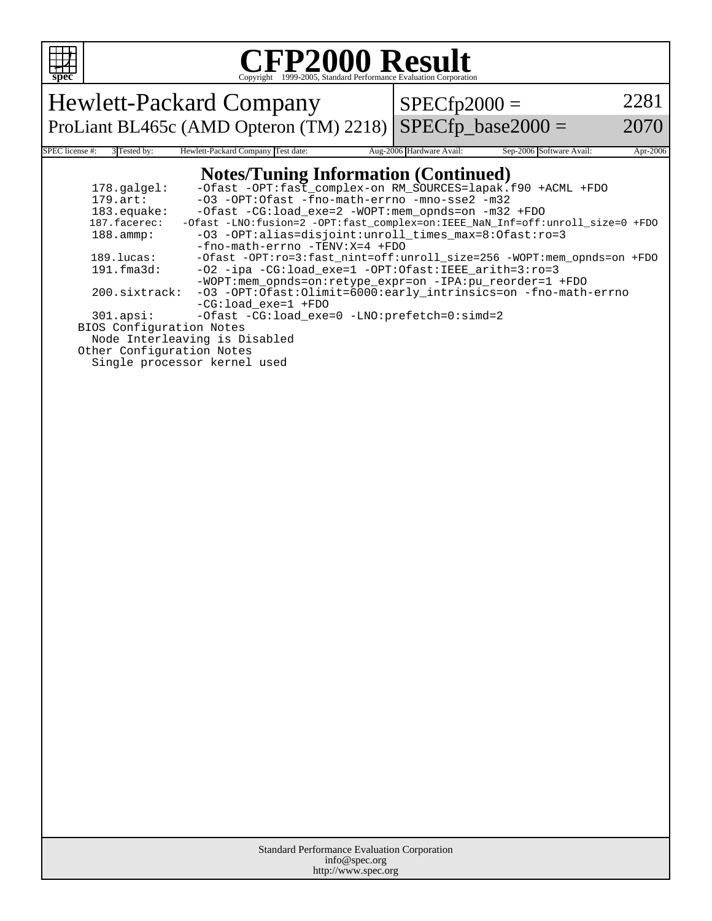# CFP2000 Result

Copyright 1999-2005, Standard Performance Evaluation Corporation

**Hewlett-Packard Company**
ProLiant BL465c (AMD Opteron (TM) 2218)

SPECfp2000 = 2281
SPECfp_base2000 = 2070

| SPEC license #: | 3 | Tested by: | Hewlett-Packard Company | Test date: | Aug-2006 | Hardware Avail: | Sep-2006 | Software Avail: | Apr-2006 |
|---|---|---|---|---|---|---|---|---|---|

## Notes/Tuning Information (Continued)

```
   178.galgel:    -Ofast -OPT:fast_complex-on RM_SOURCES=lapak.f90 +ACML +FDO
   179.art:       -O3 -OPT:Ofast -fno-math-errno -mno-sse2 -m32
   183.equake:    -Ofast -CG:load_exe=2 -WOPT:mem_opnds=on -m32 +FDO
   187.facerec:   -Ofast -LNO:fusion=2 -OPT:fast_complex=on:IEEE_NaN_Inf=off:unroll_size=0 +FDO
   188.ammp:      -O3 -OPT:alias=disjoint:unroll_times_max=8:Ofast:ro=3
                  -fno-math-errno -TENV:X=4 +FDO
   189.lucas:     -Ofast -OPT:ro=3:fast_nint=off:unroll_size=256 -WOPT:mem_opnds=on +FDO
   191.fma3d:     -O2 -ipa -CG:load_exe=1 -OPT:Ofast:IEEE_arith=3:ro=3
                  -WOPT:mem_opnds=on:retype_expr=on -IPA:pu_reorder=1 +FDO
   200.sixtrack:  -O3 -OPT:Ofast:Olimit=6000:early_intrinsics=on -fno-math-errno
                  -CG:load_exe=1 +FDO
   301.apsi:      -Ofast -CG:load_exe=0 -LNO:prefetch=0:simd=2
 BIOS Configuration Notes
   Node Interleaving is Disabled
 Other Configuration Notes
   Single processor kernel used
```

Standard Performance Evaluation Corporation
info@spec.org
http://www.spec.org